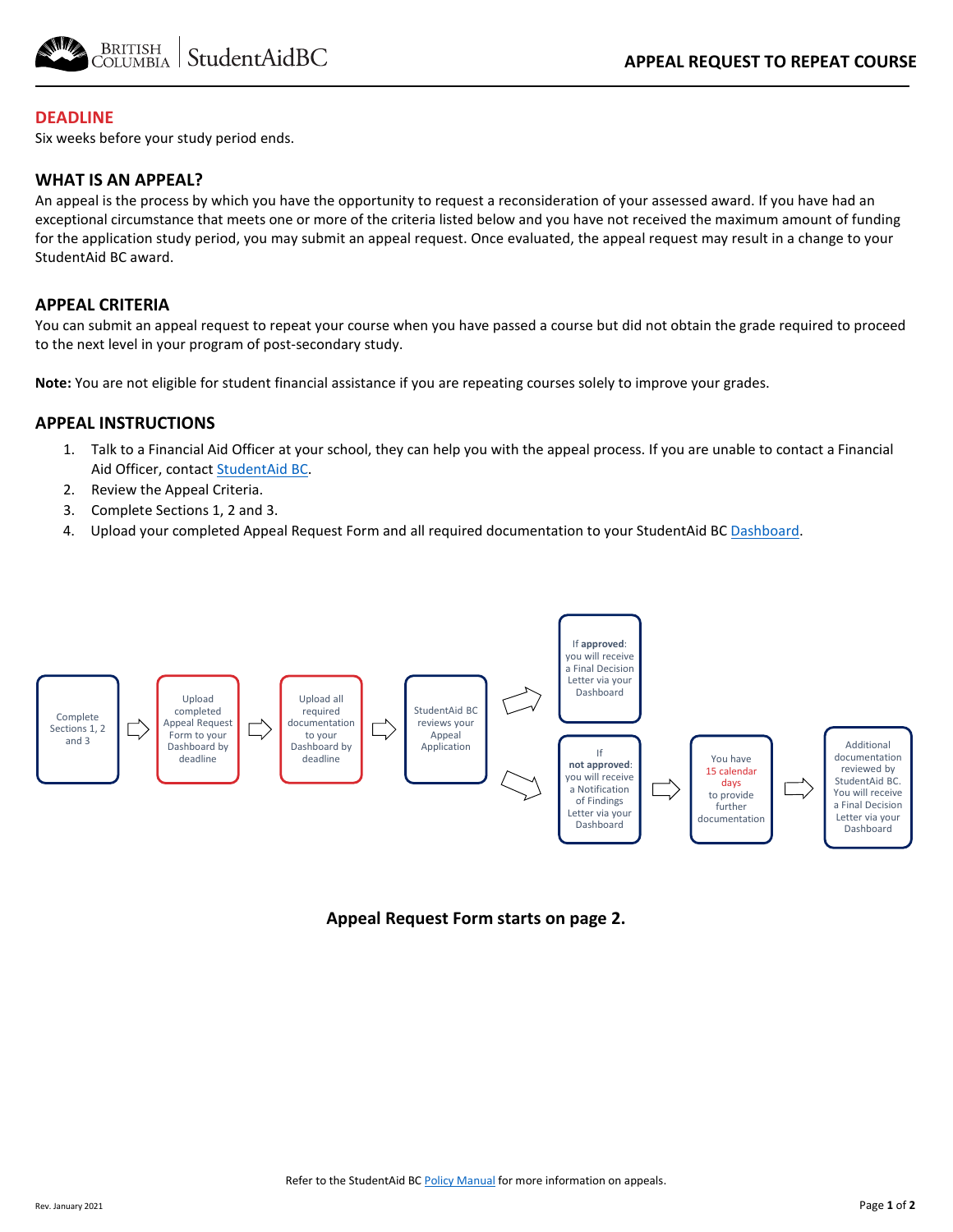# APPEAL REQUEST TO REPEAT COURSE

## DEADLINE

Six weeks before your study period ends.

## WHAT IS AN APPEAL?

An appeal is the process by which you have the opportunity to request a reconsideration of your assessed award. If you have had an exceptional circumstance that meets one or more of the criteria listed below and you have not received the maximum amount of funding for the application study period, you may submit an appeal request. Once evaluated, the appeal request may result in a change to your StudentAid BC award.

## APPEAL CRITERIA

You can submit an appeal request to repeat your course when you have passed a course but did not obtain the grade required to proceed to the next level in your program of post-secondary study.

**Note:** You are not eligible for student financial assistance if you are repeating courses solely to improve your grades.

## APPEAL INSTRUCTIONS

1. Talk to a Financial Aid Officer at your school, they can help you with the appeal process. If you are unable to contact a Financial Aid Officer, contact StudentAid BC.
2. Review the Appeal Criteria.
3. Complete Sections 1, 2 and 3.
4. Upload your completed Appeal Request Form and all required documentation to your StudentAid BC Dashboard.

Complete Sections 1, 2 and 3 → Upload completed Appeal Request Form to your Dashboard by deadline → Upload all required documentation to your Dashboard by deadline → StudentAid BC reviews your Appeal Application →

- If **approved**: you will receive a Final Decision Letter via your Dashboard
- If **not approved**: you will receive a Notification of Findings Letter via your Dashboard → You have 15 calendar days to provide further documentation → Additional documentation reviewed by StudentAid BC. You will receive a Final Decision Letter via your Dashboard

**Appeal Request Form starts on page 2.**

Refer to the StudentAid BC Policy Manual for more information on appeals.

Rev. January 2021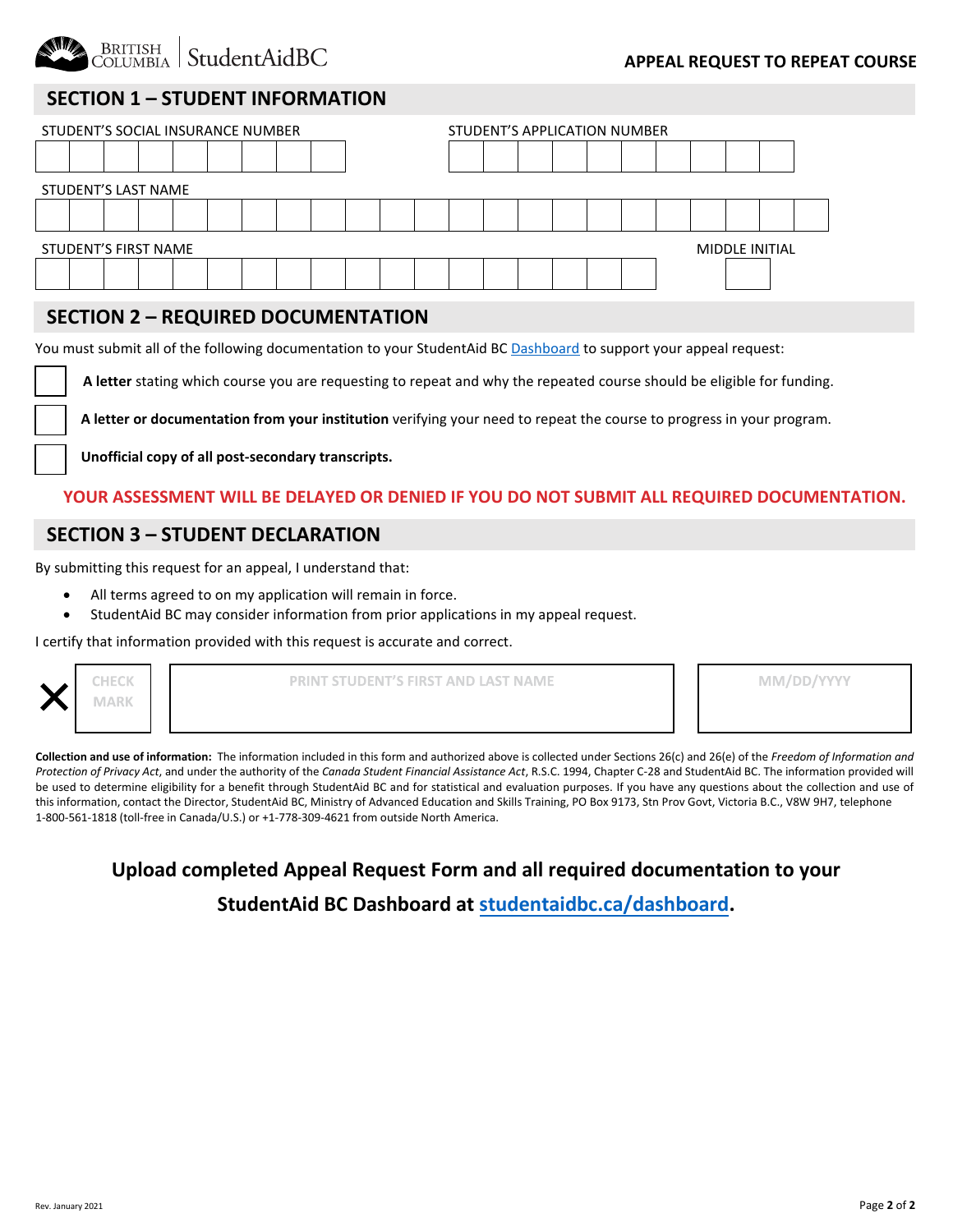**APPEAL REQUEST TO REPEAT COURSE**

## SECTION 1 – STUDENT INFORMATION

STUDENT'S SOCIAL INSURANCE NUMBER

STUDENT'S APPLICATION NUMBER

STUDENT'S LAST NAME

STUDENT'S FIRST NAME

MIDDLE INITIAL

## SECTION 2 – REQUIRED DOCUMENTATION

You must submit all of the following documentation to your StudentAid BC Dashboard to support your appeal request:

- ☐ **A letter** stating which course you are requesting to repeat and why the repeated course should be eligible for funding.
- ☐ **A letter or documentation from your institution** verifying your need to repeat the course to progress in your program.
- ☐ **Unofficial copy of all post-secondary transcripts.**

**YOUR ASSESSMENT WILL BE DELAYED OR DENIED IF YOU DO NOT SUBMIT ALL REQUIRED DOCUMENTATION.**

## SECTION 3 – STUDENT DECLARATION

By submitting this request for an appeal, I understand that:

- All terms agreed to on my application will remain in force.
- StudentAid BC may consider information from prior applications in my appeal request.

I certify that information provided with this request is accurate and correct.

| ✕ CHECK MARK | PRINT STUDENT'S FIRST AND LAST NAME | MM/DD/YYYY |
| --- | --- | --- |
| | | |

**Collection and use of information:** The information included in this form and authorized above is collected under Sections 26(c) and 26(e) of the *Freedom of Information and Protection of Privacy Act*, and under the authority of the *Canada Student Financial Assistance Act*, R.S.C. 1994, Chapter C-28 and StudentAid BC. The information provided will be used to determine eligibility for a benefit through StudentAid BC and for statistical and evaluation purposes. If you have any questions about the collection and use of this information, contact the Director, StudentAid BC, Ministry of Advanced Education and Skills Training, PO Box 9173, Stn Prov Govt, Victoria B.C., V8W 9H7, telephone 1-800-561-1818 (toll-free in Canada/U.S.) or +1-778-309-4621 from outside North America.

**Upload completed Appeal Request Form and all required documentation to your StudentAid BC Dashboard at studentaidbc.ca/dashboard.**

Rev. January 2021